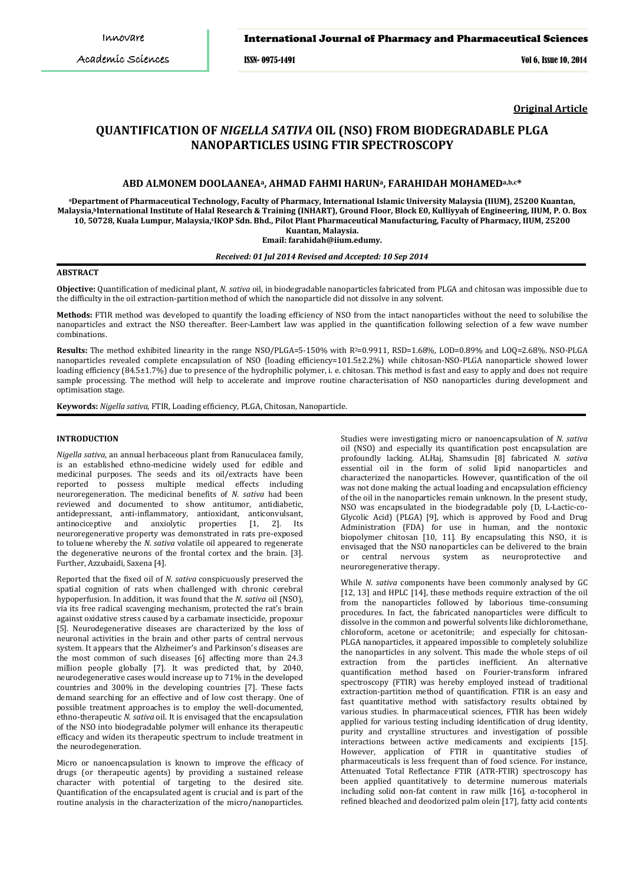**Original Article**

# QUANTIFICATION OF *NIGELLA SATIVA* OIL (NSO) FROM BIODEGRADABLE PLGA NANOPARTICLES USING FTIR SPECTROSCOPY

**ABD ALMONEM DOOLAANEA[a], AHMAD FAHMI HARUN[a], FARAHIDAH MOHAMED[a,b,c]***

[a]Department of Pharmaceutical Technology, Faculty of Pharmacy, International Islamic University Malaysia (IIUM), 25200 Kuantan, Malaysia,[b]International Institute of Halal Research & Training (INHART), Ground Floor, Block E0, Kulliyyah of Engineering, IIUM, P. O. Box 10, 50728, Kuala Lumpur, Malaysia,[c]IKOP Sdn. Bhd., Pilot Plant Pharmaceutical Manufacturing, Faculty of Pharmacy, IIUM, 25200 Kuantan, Malaysia.
Email: farahidah@iium.edumy.

*Received: 01 Jul 2014 Revised and Accepted: 10 Sep 2014*

## ABSTRACT

**Objective:** Quantification of medicinal plant, *N. sativa* oil, in biodegradable nanoparticles fabricated from PLGA and chitosan was impossible due to the difficulty in the oil extraction-partition method of which the nanoparticle did not dissolve in any solvent.

**Methods:** FTIR method was developed to quantify the loading efficiency of NSO from the intact nanoparticles without the need to solubilise the nanoparticles and extract the NSO thereafter. Beer-Lambert law was applied in the quantification following selection of a few wave number combinations.

**Results:** The method exhibited linearity in the range NSO/PLGA=5-150% with $R^2$=0.9911, RSD=1.68%, LOD=0.89% and LOQ=2.68%. NSO-PLGA nanoparticles revealed complete encapsulation of NSO (loading efficiency=101.5±2.2%) while chitosan-NSO-PLGA nanoparticle showed lower loading efficiency (84.5±1.7%) due to presence of the hydrophilic polymer, i. e. chitosan. This method is fast and easy to apply and does not require sample processing. The method will help to accelerate and improve routine characterisation of NSO nanoparticles during development and optimisation stage.

**Keywords:** *Nigella sativa*, FTIR, Loading efficiency, PLGA, Chitosan, Nanoparticle.

## INTRODUCTION

*Nigella sativa*, an annual herbaceous plant from Ranuculacea family, is an established ethno-medicine widely used for edible and medicinal purposes. The seeds and its oil/extracts have been reported to possess multiple medical effects including neuroregeneration. The medicinal benefits of *N. sativa* had been reviewed and documented to show antitumor, antidiabetic, antidepressant, anti-inflammatory, antioxidant, anticonvulsant, antinociceptive and anxiolytic properties [1, 2]. Its neuroregenerative property was demonstrated in rats pre-exposed to toluene whereby the *N. sativa* volatile oil appeared to regenerate the degenerative neurons of the frontal cortex and the brain. [3]. Further, Azzubaidi, Saxena [4].

Reported that the fixed oil of *N. sativa* conspicuously preserved the spatial cognition of rats when challenged with chronic cerebral hypoperfusion. In addition, it was found that the *N. sativa* oil (NSO), via its free radical scavenging mechanism, protected the rat's brain against oxidative stress caused by a carbamate insecticide, propoxur [5]. Neurodegenerative diseases are characterized by the loss of neuronal activities in the brain and other parts of central nervous system. It appears that the Alzheimer's and Parkinson's diseases are the most common of such diseases [6] affecting more than 24.3 million people globally [7]. It was predicted that, by 2040, neurodegenerative cases would increase up to 71% in the developed countries and 300% in the developing countries [7]. These facts demand searching for an effective and of low cost therapy. One of possible treatment approaches is to employ the well-documented, ethno-therapeutic *N. sativa* oil. It is envisaged that the encapsulation of the NSO into biodegradable polymer will enhance its therapeutic efficacy and widen its therapeutic spectrum to include treatment in the neurodegeneration.

Micro or nanoencapsulation is known to improve the efficacy of drugs (or therapeutic agents) by providing a sustained release character with potential of targeting to the desired site. Quantification of the encapsulated agent is crucial and is part of the routine analysis in the characterization of the micro/nanoparticles. Studies were investigating micro or nanoencapsulation of *N. sativa* oil (NSO) and especially its quantification post encapsulation are profoundly lacking. ALHaj, Shamsudin [8] fabricated *N. sativa* essential oil in the form of solid lipid nanoparticles and characterized the nanoparticles. However, quantification of the oil was not done making the actual loading and encapsulation efficiency of the oil in the nanoparticles remain unknown. In the present study, NSO was encapsulated in the biodegradable poly (D, L-Lactic-co-Glycolic Acid) (PLGA) [9], which is approved by Food and Drug Administration (FDA) for use in human, and the nontoxic biopolymer chitosan [10, 11]. By encapsulating this NSO, it is envisaged that the NSO nanoparticles can be delivered to the brain or central nervous system as neuroprotective and neuroregenerative therapy.

While *N. sativa* components have been commonly analysed by GC [12, 13] and HPLC [14], these methods require extraction of the oil from the nanoparticles followed by laborious time-consuming procedures. In fact, the fabricated nanoparticles were difficult to dissolve in the common and powerful solvents like dichloromethane, chloroform, acetone or acetonitrile; and especially for chitosan-PLGA nanoparticles, it appeared impossible to completely solubilize the nanoparticles in any solvent. This made the whole steps of oil extraction from the particles inefficient. An alternative quantification method based on Fourier-transform infrared spectroscopy (FTIR) was hereby employed instead of traditional extraction-partition method of quantification. FTIR is an easy and fast quantitative method with satisfactory results obtained by various studies. In pharmaceutical sciences, FTIR has been widely applied for various testing including identification of drug identity, purity and crystalline structures and investigation of possible interactions between active medicaments and excipients [15]. However, application of FTIR in quantitative studies of pharmaceuticals is less frequent than of food science. For instance, Attenuated Total Reflectance FTIR (ATR-FTIR) spectroscopy has been applied quantitatively to determine numerous materials including solid non-fat content in raw milk [16], α-tocopherol in refined bleached and deodorized palm olein [17], fatty acid contents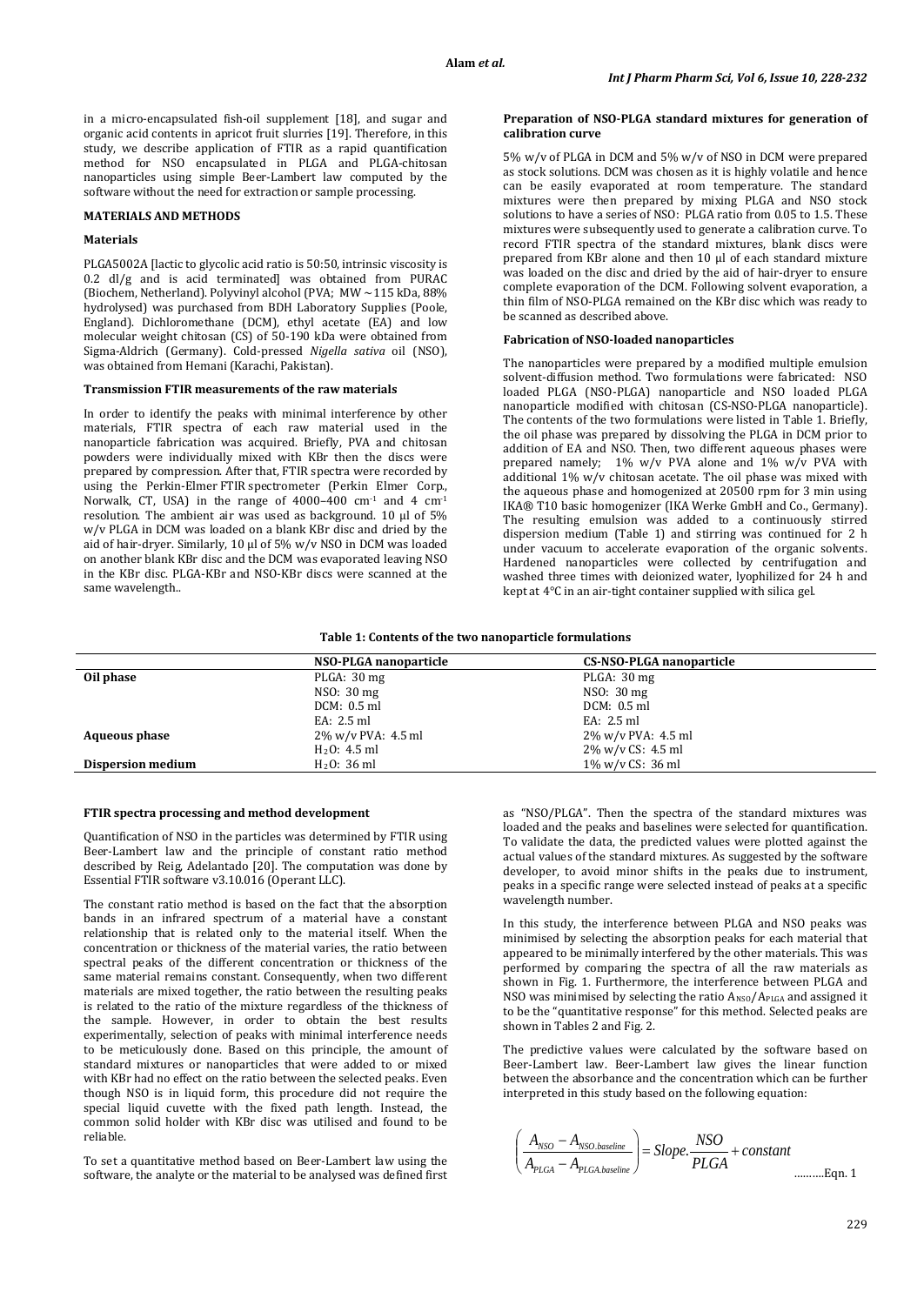in a micro-encapsulated fish-oil supplement [18], and sugar and organic acid contents in apricot fruit slurries [19]. Therefore, in this study, we describe application of FTIR as a rapid quantification method for NSO encapsulated in PLGA and PLGA-chitosan nanoparticles using simple Beer-Lambert law computed by the software without the need for extraction or sample processing.

## MATERIALS AND METHODS

### Materials

PLGA5002A [lactic to glycolic acid ratio is 50:50, intrinsic viscosity is 0.2 dl/g and is acid terminated] was obtained from PURAC (Biochem, Netherland). Polyvinyl alcohol (PVA; MW ~ 115 kDa, 88% hydrolysed) was purchased from BDH Laboratory Supplies (Poole, England). Dichloromethane (DCM), ethyl acetate (EA) and low molecular weight chitosan (CS) of 50-190 kDa were obtained from Sigma-Aldrich (Germany). Cold-pressed *Nigella sativa* oil (NSO), was obtained from Hemani (Karachi, Pakistan).

### Transmission FTIR measurements of the raw materials

In order to identify the peaks with minimal interference by other materials, FTIR spectra of each raw material used in the nanoparticle fabrication was acquired. Briefly, PVA and chitosan powders were individually mixed with KBr then the discs were prepared by compression. After that, FTIR spectra were recorded by using the Perkin-Elmer FTIR spectrometer (Perkin Elmer Corp., Norwalk, CT, USA) in the range of 4000–400 $cm^{-1}$ and 4 $cm^{-1}$ resolution. The ambient air was used as background. 10 µl of 5% w/v PLGA in DCM was loaded on a blank KBr disc and dried by the aid of hair-dryer. Similarly, 10 µl of 5% w/v NSO in DCM was loaded on another blank KBr disc and the DCM was evaporated leaving NSO in the KBr disc. PLGA-KBr and NSO-KBr discs were scanned at the same wavelength..

### Preparation of NSO-PLGA standard mixtures for generation of calibration curve

5% w/v of PLGA in DCM and 5% w/v of NSO in DCM were prepared as stock solutions. DCM was chosen as it is highly volatile and hence can be easily evaporated at room temperature. The standard mixtures were then prepared by mixing PLGA and NSO stock solutions to have a series of NSO: PLGA ratio from 0.05 to 1.5. These mixtures were subsequently used to generate a calibration curve. To record FTIR spectra of the standard mixtures, blank discs were prepared from KBr alone and then 10 µl of each standard mixture was loaded on the disc and dried by the aid of hair-dryer to ensure complete evaporation of the DCM. Following solvent evaporation, a thin film of NSO-PLGA remained on the KBr disc which was ready to be scanned as described above.

### Fabrication of NSO-loaded nanoparticles

The nanoparticles were prepared by a modified multiple emulsion solvent-diffusion method. Two formulations were fabricated: NSO loaded PLGA (NSO-PLGA) nanoparticle and NSO loaded PLGA nanoparticle modified with chitosan (CS-NSO-PLGA nanoparticle). The contents of the two formulations were listed in Table 1. Briefly, the oil phase was prepared by dissolving the PLGA in DCM prior to addition of EA and NSO. Then, two different aqueous phases were prepared namely; 1% w/v PVA alone and 1% w/v PVA with additional 1% w/v chitosan acetate. The oil phase was mixed with the aqueous phase and homogenized at 20500 rpm for 3 min using IKA® T10 basic homogenizer (IKA Werke GmbH and Co., Germany). The resulting emulsion was added to a continuously stirred dispersion medium (Table 1) and stirring was continued for 2 h under vacuum to accelerate evaporation of the organic solvents. Hardened nanoparticles were collected by centrifugation and washed three times with deionized water, lyophilized for 24 h and kept at 4°C in an air-tight container supplied with silica gel.

**Table 1: Contents of the two nanoparticle formulations**

| | NSO-PLGA nanoparticle | CS-NSO-PLGA nanoparticle |
|---|---|---|
| **Oil phase** | PLGA: 30 mg | PLGA: 30 mg |
| | NSO: 30 mg | NSO: 30 mg |
| | DCM: 0.5 ml | DCM: 0.5 ml |
| | EA: 2.5 ml | EA: 2.5 ml |
| **Aqueous phase** | 2% w/v PVA: 4.5 ml | 2% w/v PVA: 4.5 ml |
| | $H_2O$: 4.5 ml | 2% w/v CS: 4.5 ml |
| **Dispersion medium** | $H_2O$: 36 ml | 1% w/v CS: 36 ml |

### FTIR spectra processing and method development

Quantification of NSO in the particles was determined by FTIR using Beer-Lambert law and the principle of constant ratio method described by Reig, Adelantado [20]. The computation was done by Essential FTIR software v3.10.016 (Operant LLC).

The constant ratio method is based on the fact that the absorption bands in an infrared spectrum of a material have a constant relationship that is related only to the material itself. When the concentration or thickness of the material varies, the ratio between spectral peaks of the different concentration or thickness of the same material remains constant. Consequently, when two different materials are mixed together, the ratio between the resulting peaks is related to the ratio of the mixture regardless of the thickness of the sample. However, in order to obtain the best results experimentally, selection of peaks with minimal interference needs to be meticulously done. Based on this principle, the amount of standard mixtures or nanoparticles that were added to or mixed with KBr had no effect on the ratio between the selected peaks. Even though NSO is in liquid form, this procedure did not require the special liquid cuvette with the fixed path length. Instead, the common solid holder with KBr disc was utilised and found to be reliable.

To set a quantitative method based on Beer-Lambert law using the software, the analyte or the material to be analysed was defined first as "NSO/PLGA". Then the spectra of the standard mixtures was loaded and the peaks and baselines were selected for quantification. To validate the data, the predicted values were plotted against the actual values of the standard mixtures. As suggested by the software developer, to avoid minor shifts in the peaks due to instrument, peaks in a specific range were selected instead of peaks at a specific wavelength number.

In this study, the interference between PLGA and NSO peaks was minimised by selecting the absorption peaks for each material that appeared to be minimally interfered by the other materials. This was performed by comparing the spectra of all the raw materials as shown in Fig. 1. Furthermore, the interference between PLGA and NSO was minimised by selecting the ratio $A_{NSO}/A_{PLGA}$ and assigned it to be the "quantitative response" for this method. Selected peaks are shown in Tables 2 and Fig. 2.

The predictive values were calculated by the software based on Beer-Lambert law. Beer-Lambert law gives the linear function between the absorbance and the concentration which can be further interpreted in this study based on the following equation:

$$\left( \frac{A_{NSO} - A_{NSO.baseline}}{A_{PLGA} - A_{PLGA.baseline}} \right) = Slope.\frac{NSO}{PLGA} + constant \quad \text{……….Eqn. 1}$$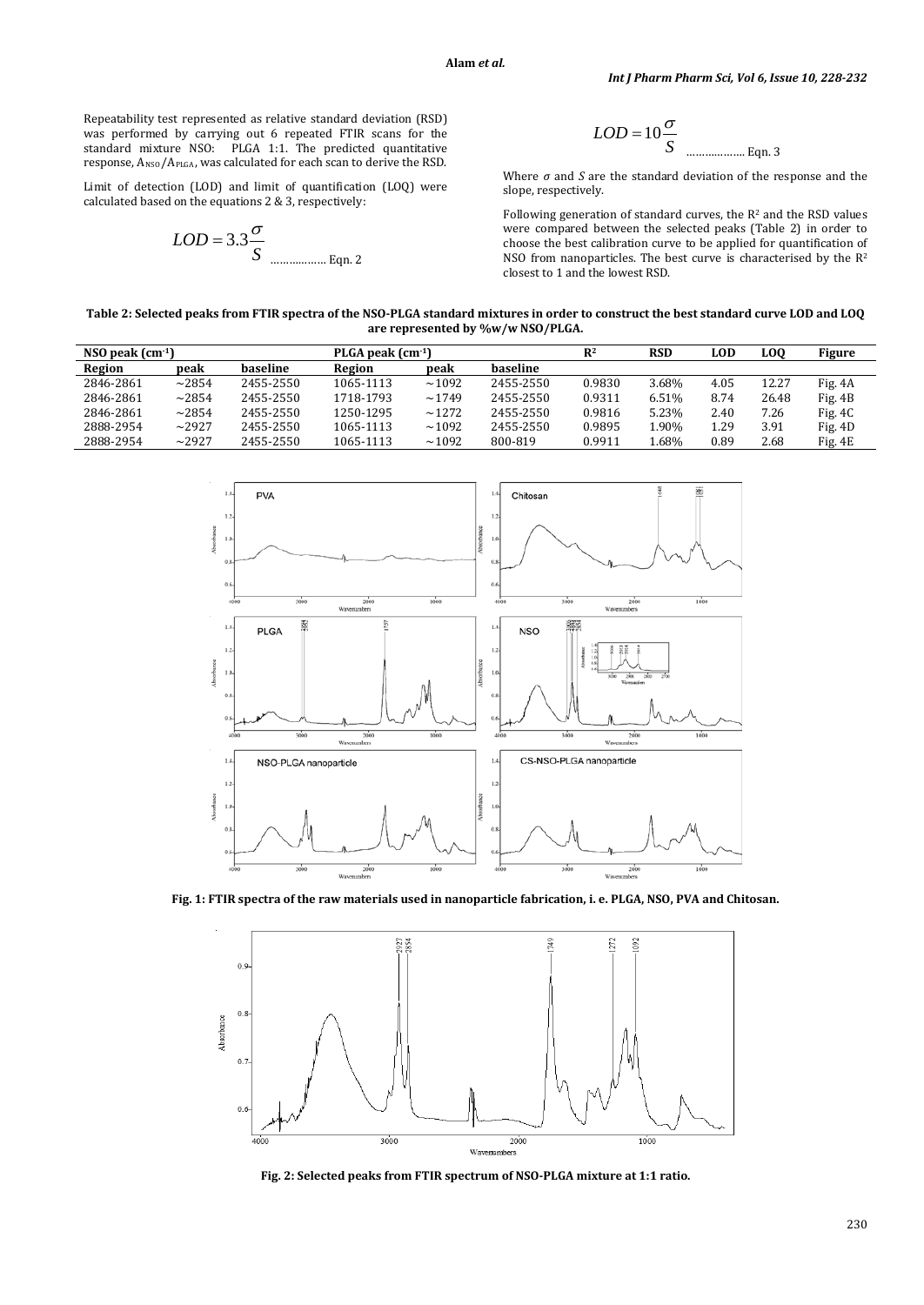Repeatability test represented as relative standard deviation (RSD) was performed by carrying out 6 repeated FTIR scans for the standard mixture NSO: PLGA 1:1. The predicted quantitative response, $A_{NSO}/A_{PLGA}$, was calculated for each scan to derive the RSD.

Limit of detection (LOD) and limit of quantification (LOQ) were calculated based on the equations 2 & 3, respectively:

$$LOD = 3.3\frac{\sigma}{S} \quad \text{……………… Eqn. 2}$$

$$LOD = 10\frac{\sigma}{S} \quad \text{……………… Eqn. 3}$$

Where $\sigma$ and $S$ are the standard deviation of the response and the slope, respectively.

Following generation of standard curves, the $R^2$ and the RSD values were compared between the selected peaks (Table 2) in order to choose the best calibration curve to be applied for quantification of NSO from nanoparticles. The best curve is characterised by the $R^2$ closest to 1 and the lowest RSD.

**Table 2: Selected peaks from FTIR spectra of the NSO-PLGA standard mixtures in order to construct the best standard curve LOD and LOQ are represented by %w/w NSO/PLGA.**

| NSO peak ($cm^{-1}$) | | | PLGA peak ($cm^{-1}$) | | | $R^2$ | RSD | LOD | LOQ | Figure |
|---|---|---|---|---|---|---|---|---|---|---|
| **Region** | **peak** | **baseline** | **Region** | **peak** | **baseline** | | | | | |
| 2846-2861 | ~2854 | 2455-2550 | 1065-1113 | ~1092 | 2455-2550 | 0.9830 | 3.68% | 4.05 | 12.27 | Fig. 4A |
| 2846-2861 | ~2854 | 2455-2550 | 1718-1793 | ~1749 | 2455-2550 | 0.9311 | 6.51% | 8.74 | 26.48 | Fig. 4B |
| 2846-2861 | ~2854 | 2455-2550 | 1250-1295 | ~1272 | 2455-2550 | 0.9816 | 5.23% | 2.40 | 7.26 | Fig. 4C |
| 2888-2954 | ~2927 | 2455-2550 | 1065-1113 | ~1092 | 2455-2550 | 0.9895 | 1.90% | 1.29 | 3.91 | Fig. 4D |
| 2888-2954 | ~2927 | 2455-2550 | 1065-1113 | ~1092 | 800-819 | 0.9911 | 1.68% | 0.89 | 2.68 | Fig. 4E |

**Fig. 1: FTIR spectra of the raw materials used in nanoparticle fabrication, i. e. PLGA, NSO, PVA and Chitosan.**

**Fig. 2: Selected peaks from FTIR spectrum of NSO-PLGA mixture at 1:1 ratio.**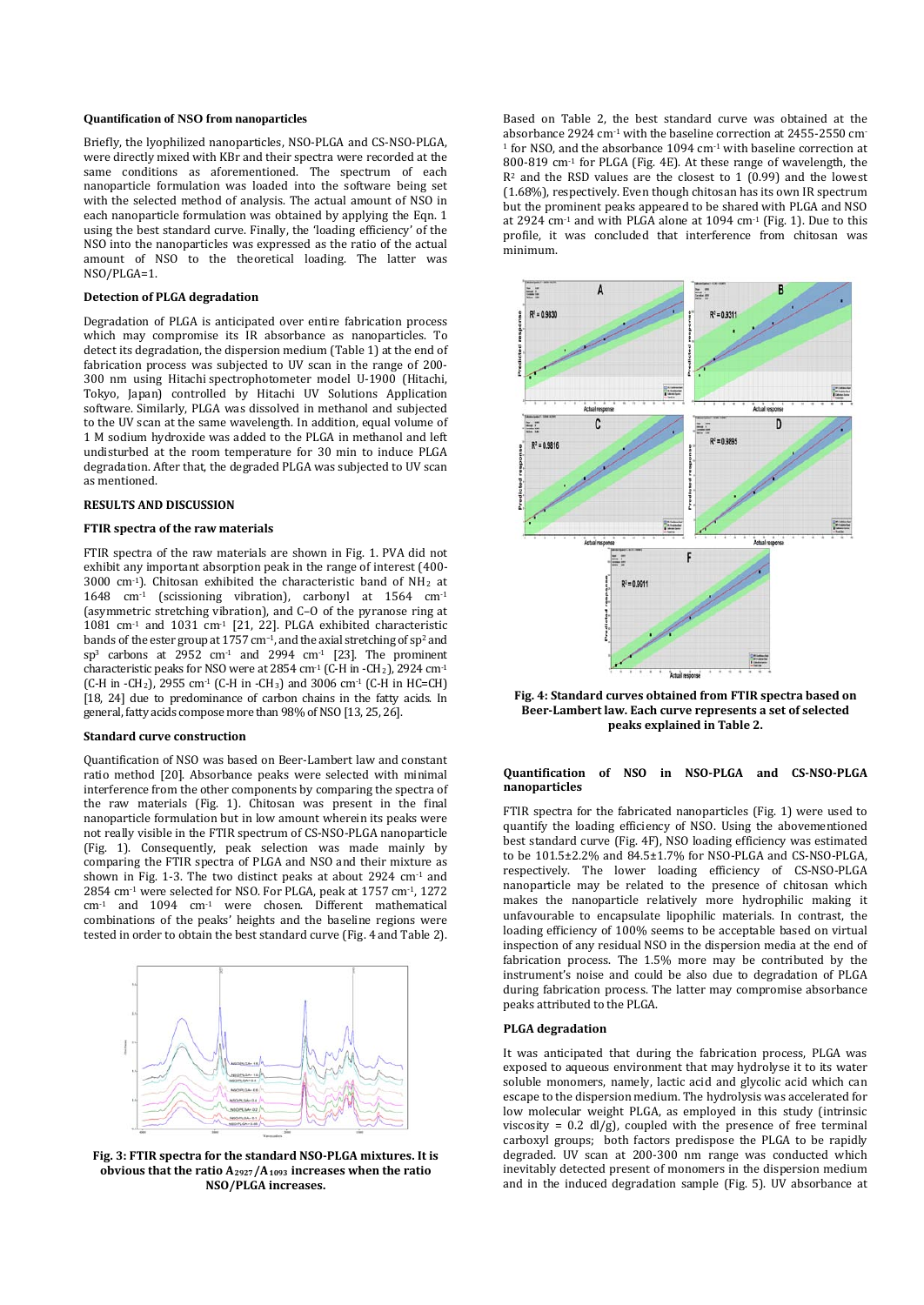### Quantification of NSO from nanoparticles

Briefly, the lyophilized nanoparticles, NSO-PLGA and CS-NSO-PLGA, were directly mixed with KBr and their spectra were recorded at the same conditions as aforementioned. The spectrum of each nanoparticle formulation was loaded into the software being set with the selected method of analysis. The actual amount of NSO in each nanoparticle formulation was obtained by applying the Eqn. 1 using the best standard curve. Finally, the 'loading efficiency' of the NSO into the nanoparticles was expressed as the ratio of the actual amount of NSO to the theoretical loading. The latter was NSO/PLGA=1.

### Detection of PLGA degradation

Degradation of PLGA is anticipated over entire fabrication process which may compromise its IR absorbance as nanoparticles. To detect its degradation, the dispersion medium (Table 1) at the end of fabrication process was subjected to UV scan in the range of 200-300 nm using Hitachi spectrophotometer model U-1900 (Hitachi, Tokyo, Japan) controlled by Hitachi UV Solutions Application software. Similarly, PLGA was dissolved in methanol and subjected to the UV scan at the same wavelength. In addition, equal volume of 1 M sodium hydroxide was added to the PLGA in methanol and left undisturbed at the room temperature for 30 min to induce PLGA degradation. After that, the degraded PLGA was subjected to UV scan as mentioned.

## RESULTS AND DISCUSSION

### FTIR spectra of the raw materials

FTIR spectra of the raw materials are shown in Fig. 1. PVA did not exhibit any important absorption peak in the range of interest (400-3000 cm$^{-1}$). Chitosan exhibited the characteristic band of $NH_2$ at 1648 cm$^{-1}$ (scissioning vibration), carbonyl at 1564 cm$^{-1}$ (asymmetric stretching vibration), and C–O of the pyranose ring at 1081 cm$^{-1}$ and 1031 cm$^{-1}$ [21, 22]. PLGA exhibited characteristic bands of the ester group at 1757 cm$^{-1}$, and the axial stretching of sp$^2$ and sp$^3$ carbons at 2952 cm$^{-1}$ and 2994 cm$^{-1}$ [23]. The prominent characteristic peaks for NSO were at 2854 cm$^{-1}$ (C-H in -$CH_2$), 2924 cm$^{-1}$ (C-H in -$CH_2$), 2955 cm$^{-1}$ (C-H in -$CH_3$) and 3006 cm$^{-1}$ (C-H in HC=CH) [18, 24] due to predominance of carbon chains in the fatty acids. In general, fatty acids compose more than 98% of NSO [13, 25, 26].

### Standard curve construction

Quantification of NSO was based on Beer-Lambert law and constant ratio method [20]. Absorbance peaks were selected with minimal interference from the other components by comparing the spectra of the raw materials (Fig. 1). Chitosan was present in the final nanoparticle formulation but in low amount wherein its peaks were not really visible in the FTIR spectrum of CS-NSO-PLGA nanoparticle (Fig. 1). Consequently, peak selection was made mainly by comparing the FTIR spectra of PLGA and NSO and their mixture as shown in Fig. 1-3. The two distinct peaks at about 2924 cm$^{-1}$ and 2854 cm$^{-1}$ were selected for NSO. For PLGA, peak at 1757 cm$^{-1}$, 1272 cm$^{-1}$ and 1094 cm$^{-1}$ were chosen. Different mathematical combinations of the peaks' heights and the baseline regions were tested in order to obtain the best standard curve (Fig. 4 and Table 2).

**Fig. 3: FTIR spectra for the standard NSO-PLGA mixtures. It is obvious that the ratio $A_{2927}/A_{1093}$ increases when the ratio NSO/PLGA increases.**

Based on Table 2, the best standard curve was obtained at the absorbance 2924 cm$^{-1}$ with the baseline correction at 2455-2550 cm$^{-1}$ for NSO, and the absorbance 1094 cm$^{-1}$ with baseline correction at 800-819 cm$^{-1}$ for PLGA (Fig. 4E). At these range of wavelength, the $R^2$ and the RSD values are the closest to 1 (0.99) and the lowest (1.68%), respectively. Even though chitosan has its own IR spectrum but the prominent peaks appeared to be shared with PLGA and NSO at 2924 cm$^{-1}$ and with PLGA alone at 1094 cm$^{-1}$ (Fig. 1). Due to this profile, it was concluded that interference from chitosan was minimum.

**Fig. 4: Standard curves obtained from FTIR spectra based on Beer-Lambert law. Each curve represents a set of selected peaks explained in Table 2.**

### Quantification of NSO in NSO-PLGA and CS-NSO-PLGA nanoparticles

FTIR spectra for the fabricated nanoparticles (Fig. 1) were used to quantify the loading efficiency of NSO. Using the abovementioned best standard curve (Fig. 4F), NSO loading efficiency was estimated to be 101.5±2.2% and 84.5±1.7% for NSO-PLGA and CS-NSO-PLGA, respectively. The lower loading efficiency of CS-NSO-PLGA nanoparticle may be related to the presence of chitosan which makes the nanoparticle relatively more hydrophilic making it unfavourable to encapsulate lipophilic materials. In contrast, the loading efficiency of 100% seems to be acceptable based on virtual inspection of any residual NSO in the dispersion media at the end of fabrication process. The 1.5% more may be contributed by the instrument's noise and could be also due to degradation of PLGA during fabrication process. The latter may compromise absorbance peaks attributed to the PLGA.

### PLGA degradation

It was anticipated that during the fabrication process, PLGA was exposed to aqueous environment that may hydrolyse it to its water soluble monomers, namely, lactic acid and glycolic acid which can escape to the dispersion medium. The hydrolysis was accelerated for low molecular weight PLGA, as employed in this study (intrinsic viscosity = 0.2 dl/g), coupled with the presence of free terminal carboxyl groups; both factors predispose the PLGA to be rapidly degraded. UV scan at 200-300 nm range was conducted which inevitably detected present of monomers in the dispersion medium and in the induced degradation sample (Fig. 5). UV absorbance at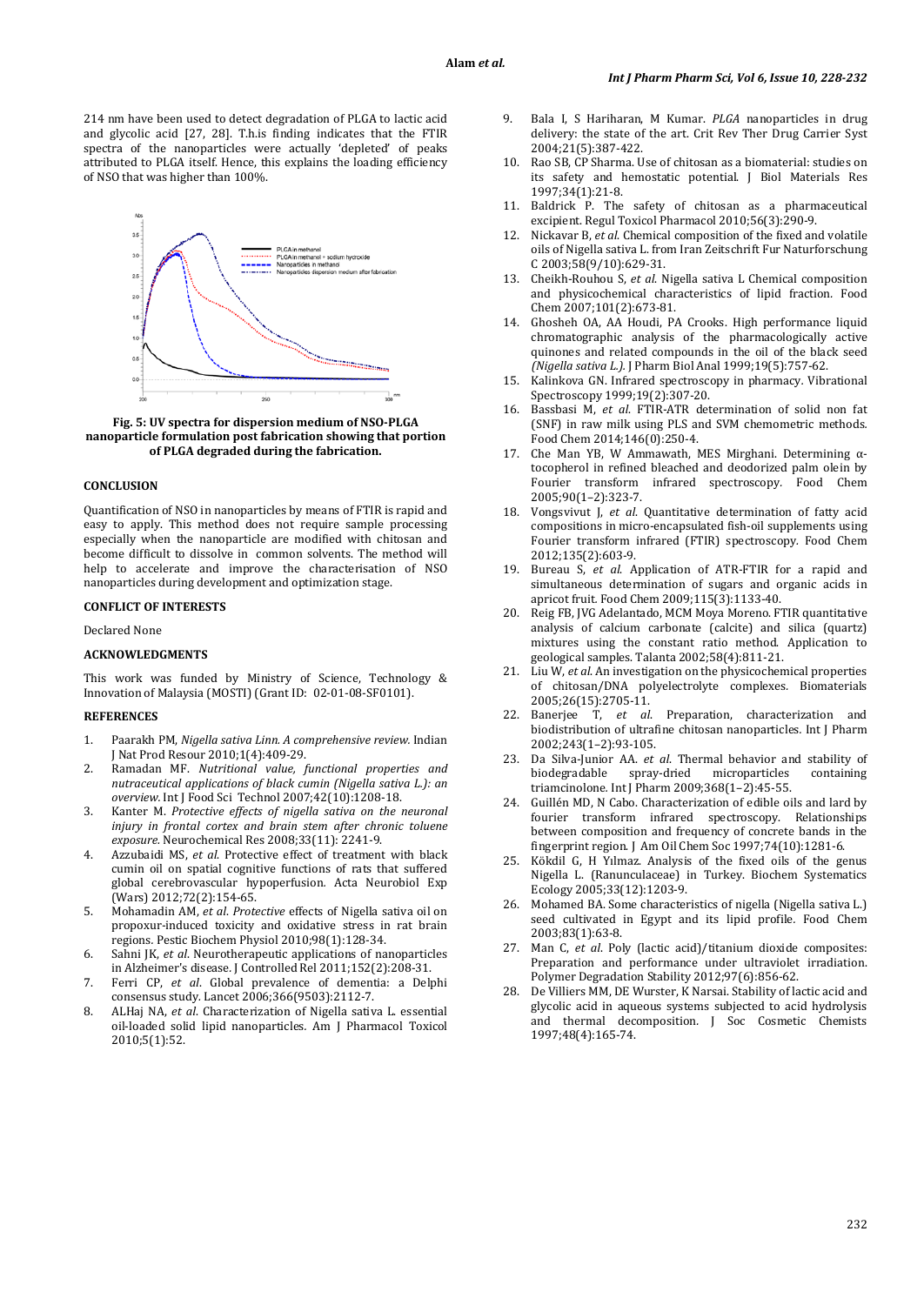214 nm have been used to detect degradation of PLGA to lactic acid and glycolic acid [27, 28]. T.h.is finding indicates that the FTIR spectra of the nanoparticles were actually 'depleted' of peaks attributed to PLGA itself. Hence, this explains the loading efficiency of NSO that was higher than 100%.

Abs
3.5
3.0
2.5
2.0
1.5
1.0
0.5
0.0
200
250
300
nm

PLGA in methanol
PLGA in methanol + sodium hydroxide
Nanoparticles in methanol
Nanoparticles dispersion medium after fabrication

**Fig. 5: UV spectra for dispersion medium of NSO-PLGA nanoparticle formulation post fabrication showing that portion of PLGA degraded during the fabrication.**

## CONCLUSION

Quantification of NSO in nanoparticles by means of FTIR is rapid and easy to apply. This method does not require sample processing especially when the nanoparticle are modified with chitosan and become difficult to dissolve in common solvents. The method will help to accelerate and improve the characterisation of NSO nanoparticles during development and optimization stage.

## CONFLICT OF INTERESTS

Declared None

## ACKNOWLEDGMENTS

This work was funded by Ministry of Science, Technology & Innovation of Malaysia (MOSTI) (Grant ID: 02-01-08-SF0101).

## REFERENCES

1. Paarakh PM, *Nigella sativa Linn. A comprehensive review.* Indian J Nat Prod Resour 2010;1(4):409-29.
2. Ramadan MF. *Nutritional value, functional properties and nutraceutical applications of black cumin (Nigella sativa L.): an overview.* Int J Food Sci Technol 2007;42(10):1208-18.
3. Kanter M. *Protective effects of nigella sativa on the neuronal injury in frontal cortex and brain stem after chronic toluene exposure.* Neurochemical Res 2008;33(11): 2241-9.
4. Azzubaidi MS, *et al.* Protective effect of treatment with black cumin oil on spatial cognitive functions of rats that suffered global cerebrovascular hypoperfusion. Acta Neurobiol Exp (Wars) 2012;72(2):154-65.
5. Mohamadin AM, *et al. Protective* effects of Nigella sativa oil on propoxur-induced toxicity and oxidative stress in rat brain regions. Pestic Biochem Physiol 2010;98(1):128-34.
6. Sahni JK, *et al.* Neurotherapeutic applications of nanoparticles in Alzheimer's disease. J Controlled Rel 2011;152(2):208-31.
7. Ferri CP, *et al*. Global prevalence of dementia: a Delphi consensus study. Lancet 2006;366(9503):2112-7.
8. ALHaj NA, *et al*. Characterization of Nigella sativa L. essential oil-loaded solid lipid nanoparticles. Am J Pharmacol Toxicol 2010;5(1):52.
9. Bala I, S Hariharan, M Kumar. *PLGA* nanoparticles in drug delivery: the state of the art. Crit Rev Ther Drug Carrier Syst 2004;21(5):387-422.
10. Rao SB, CP Sharma. Use of chitosan as a biomaterial: studies on its safety and hemostatic potential. J Biol Materials Res 1997;34(1):21-8.
11. Baldrick P. The safety of chitosan as a pharmaceutical excipient. Regul Toxicol Pharmacol 2010;56(3):290-9.
12. Nickavar B, *et al.* Chemical composition of the fixed and volatile oils of Nigella sativa L. from Iran Zeitschrift Fur Naturforschung C 2003;58(9/10):629-31.
13. Cheikh-Rouhou S, *et al.* Nigella sativa L Chemical composition and physicochemical characteristics of lipid fraction. Food Chem 2007;101(2):673-81.
14. Ghosheh OA, AA Houdi, PA Crooks. High performance liquid chromatographic analysis of the pharmacologically active quinones and related compounds in the oil of the black seed *(Nigella sativa L.).* J Pharm Biol Anal 1999;19(5):757-62.
15. Kalinkova GN. Infrared spectroscopy in pharmacy. Vibrational Spectroscopy 1999;19(2):307-20.
16. Bassbasi M, *et al.* FTIR-ATR determination of solid non fat (SNF) in raw milk using PLS and SVM chemometric methods. Food Chem 2014;146(0):250-4.
17. Che Man YB, W Ammawath, MES Mirghani. Determining α-tocopherol in refined bleached and deodorized palm olein by Fourier transform infrared spectroscopy. Food Chem 2005;90(1–2):323-7.
18. Vongsvivut J, *et al.* Quantitative determination of fatty acid compositions in micro-encapsulated fish-oil supplements using Fourier transform infrared (FTIR) spectroscopy. Food Chem 2012;135(2):603-9.
19. Bureau S, *et al.* Application of ATR-FTIR for a rapid and simultaneous determination of sugars and organic acids in apricot fruit. Food Chem 2009;115(3):1133-40.
20. Reig FB, JVG Adelantado, MCM Moya Moreno. FTIR quantitative analysis of calcium carbonate (calcite) and silica (quartz) mixtures using the constant ratio method. Application to geological samples. Talanta 2002;58(4):811-21.
21. Liu W, *et al.* An investigation on the physicochemical properties of chitosan/DNA polyelectrolyte complexes. Biomaterials 2005;26(15):2705-11.
22. Banerjee T, *et al.* Preparation, characterization and biodistribution of ultrafine chitosan nanoparticles. Int J Pharm 2002;243(1–2):93-105.
23. Da Silva-Junior AA. *et al.* Thermal behavior and stability of biodegradable spray-dried microparticles containing triamcinolone. Int J Pharm 2009;368(1–2):45-55.
24. Guillén MD, N Cabo. Characterization of edible oils and lard by fourier transform infrared spectroscopy. Relationships between composition and frequency of concrete bands in the fingerprint region. J Am Oil Chem Soc 1997;74(10):1281-6.
25. Kökdil G, H Yılmaz. Analysis of the fixed oils of the genus Nigella L. (Ranunculaceae) in Turkey. Biochem Systematics Ecology 2005;33(12):1203-9.
26. Mohamed BA. Some characteristics of nigella (Nigella sativa L.) seed cultivated in Egypt and its lipid profile. Food Chem 2003;83(1):63-8.
27. Man C, *et al.* Poly (lactic acid)/titanium dioxide composites: Preparation and performance under ultraviolet irradiation. Polymer Degradation Stability 2012;97(6):856-62.
28. De Villiers MM, DE Wurster, K Narsai. Stability of lactic acid and glycolic acid in aqueous systems subjected to acid hydrolysis and thermal decomposition. J Soc Cosmetic Chemists 1997;48(4):165-74.